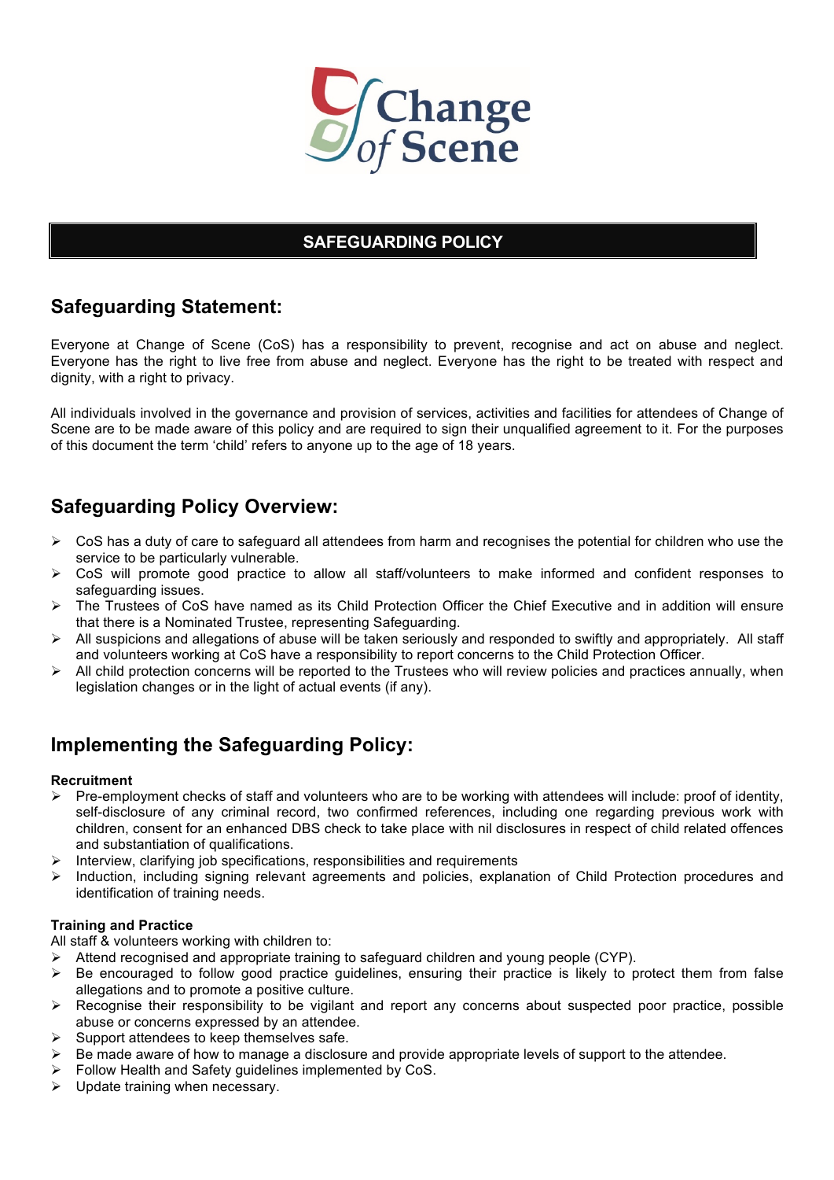Change of Scene

# SAFEGUARDING POLICY

## Safeguarding Statement:

Everyone at Change of Scene (CoS) has a responsibility to prevent, recognise and act on abuse and neglect. Everyone has the right to live free from abuse and neglect. Everyone has the right to be treated with respect and dignity, with a right to privacy.

All individuals involved in the governance and provision of services, activities and facilities for attendees of Change of Scene are to be made aware of this policy and are required to sign their unqualified agreement to it. For the purposes of this document the term 'child' refers to anyone up to the age of 18 years.

## Safeguarding Policy Overview:

- CoS has a duty of care to safeguard all attendees from harm and recognises the potential for children who use the service to be particularly vulnerable.
- CoS will promote good practice to allow all staff/volunteers to make informed and confident responses to safeguarding issues.
- The Trustees of CoS have named as its Child Protection Officer the Chief Executive and in addition will ensure that there is a Nominated Trustee, representing Safeguarding.
- All suspicions and allegations of abuse will be taken seriously and responded to swiftly and appropriately. All staff and volunteers working at CoS have a responsibility to report concerns to the Child Protection Officer.
- All child protection concerns will be reported to the Trustees who will review policies and practices annually, when legislation changes or in the light of actual events (if any).

## Implementing the Safeguarding Policy:

**Recruitment**

- Pre-employment checks of staff and volunteers who are to be working with attendees will include: proof of identity, self-disclosure of any criminal record, two confirmed references, including one regarding previous work with children, consent for an enhanced DBS check to take place with nil disclosures in respect of child related offences and substantiation of qualifications.
- Interview, clarifying job specifications, responsibilities and requirements
- Induction, including signing relevant agreements and policies, explanation of Child Protection procedures and identification of training needs.

**Training and Practice**

All staff & volunteers working with children to:

- Attend recognised and appropriate training to safeguard children and young people (CYP).
- Be encouraged to follow good practice guidelines, ensuring their practice is likely to protect them from false allegations and to promote a positive culture.
- Recognise their responsibility to be vigilant and report any concerns about suspected poor practice, possible abuse or concerns expressed by an attendee.
- Support attendees to keep themselves safe.
- Be made aware of how to manage a disclosure and provide appropriate levels of support to the attendee.
- Follow Health and Safety guidelines implemented by CoS.
- Update training when necessary.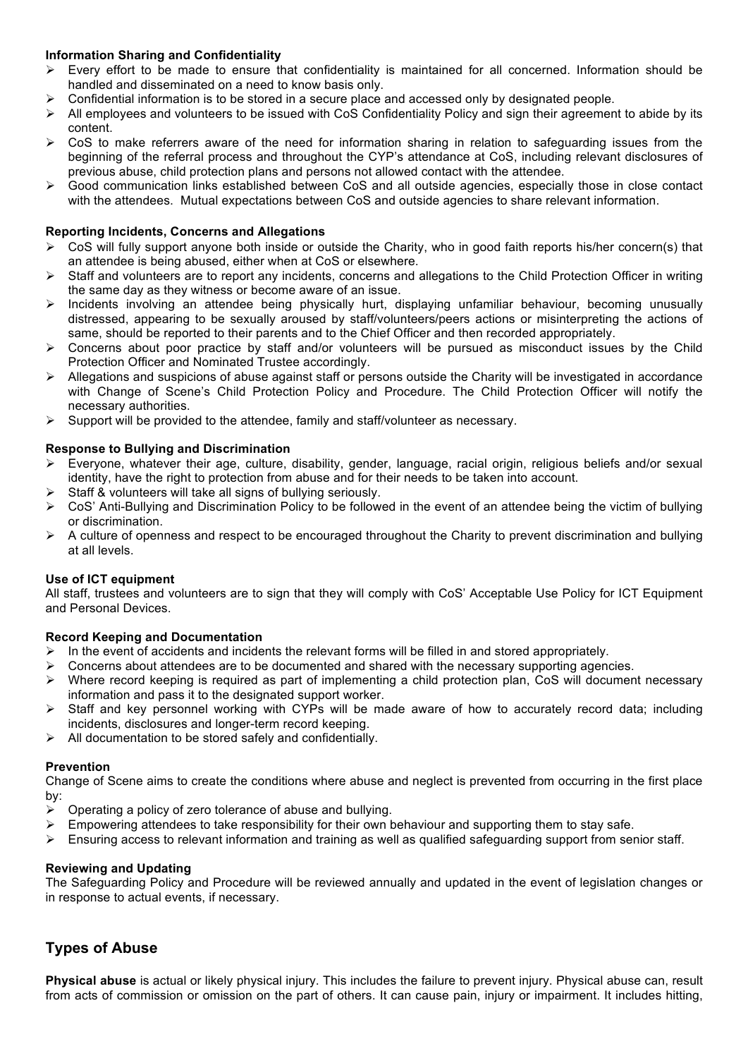**Information Sharing and Confidentiality**

- Every effort to be made to ensure that confidentiality is maintained for all concerned. Information should be handled and disseminated on a need to know basis only.
- Confidential information is to be stored in a secure place and accessed only by designated people.
- All employees and volunteers to be issued with CoS Confidentiality Policy and sign their agreement to abide by its content.
- CoS to make referrers aware of the need for information sharing in relation to safeguarding issues from the beginning of the referral process and throughout the CYP's attendance at CoS, including relevant disclosures of previous abuse, child protection plans and persons not allowed contact with the attendee.
- Good communication links established between CoS and all outside agencies, especially those in close contact with the attendees. Mutual expectations between CoS and outside agencies to share relevant information.

**Reporting Incidents, Concerns and Allegations**

- CoS will fully support anyone both inside or outside the Charity, who in good faith reports his/her concern(s) that an attendee is being abused, either when at CoS or elsewhere.
- Staff and volunteers are to report any incidents, concerns and allegations to the Child Protection Officer in writing the same day as they witness or become aware of an issue.
- Incidents involving an attendee being physically hurt, displaying unfamiliar behaviour, becoming unusually distressed, appearing to be sexually aroused by staff/volunteers/peers actions or misinterpreting the actions of same, should be reported to their parents and to the Chief Officer and then recorded appropriately.
- Concerns about poor practice by staff and/or volunteers will be pursued as misconduct issues by the Child Protection Officer and Nominated Trustee accordingly.
- Allegations and suspicions of abuse against staff or persons outside the Charity will be investigated in accordance with Change of Scene's Child Protection Policy and Procedure. The Child Protection Officer will notify the necessary authorities.
- Support will be provided to the attendee, family and staff/volunteer as necessary.

**Response to Bullying and Discrimination**

- Everyone, whatever their age, culture, disability, gender, language, racial origin, religious beliefs and/or sexual identity, have the right to protection from abuse and for their needs to be taken into account.
- Staff & volunteers will take all signs of bullying seriously.
- CoS' Anti-Bullying and Discrimination Policy to be followed in the event of an attendee being the victim of bullying or discrimination.
- A culture of openness and respect to be encouraged throughout the Charity to prevent discrimination and bullying at all levels.

**Use of ICT equipment**

All staff, trustees and volunteers are to sign that they will comply with CoS' Acceptable Use Policy for ICT Equipment and Personal Devices.

**Record Keeping and Documentation**

- In the event of accidents and incidents the relevant forms will be filled in and stored appropriately.
- Concerns about attendees are to be documented and shared with the necessary supporting agencies.
- Where record keeping is required as part of implementing a child protection plan, CoS will document necessary information and pass it to the designated support worker.
- Staff and key personnel working with CYPs will be made aware of how to accurately record data; including incidents, disclosures and longer-term record keeping.
- All documentation to be stored safely and confidentially.

**Prevention**

Change of Scene aims to create the conditions where abuse and neglect is prevented from occurring in the first place by:

- Operating a policy of zero tolerance of abuse and bullying.
- Empowering attendees to take responsibility for their own behaviour and supporting them to stay safe.
- Ensuring access to relevant information and training as well as qualified safeguarding support from senior staff.

**Reviewing and Updating**

The Safeguarding Policy and Procedure will be reviewed annually and updated in the event of legislation changes or in response to actual events, if necessary.

## Types of Abuse

**Physical abuse** is actual or likely physical injury. This includes the failure to prevent injury. Physical abuse can, result from acts of commission or omission on the part of others. It can cause pain, injury or impairment. It includes hitting,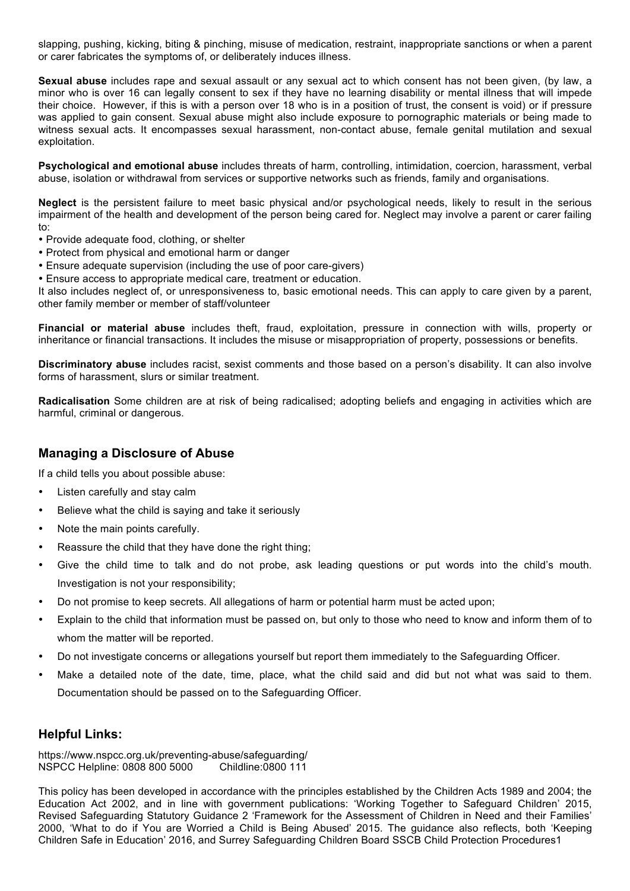slapping, pushing, kicking, biting & pinching, misuse of medication, restraint, inappropriate sanctions or when a parent or carer fabricates the symptoms of, or deliberately induces illness.

**Sexual abuse** includes rape and sexual assault or any sexual act to which consent has not been given, (by law, a minor who is over 16 can legally consent to sex if they have no learning disability or mental illness that will impede their choice. However, if this is with a person over 18 who is in a position of trust, the consent is void) or if pressure was applied to gain consent. Sexual abuse might also include exposure to pornographic materials or being made to witness sexual acts. It encompasses sexual harassment, non-contact abuse, female genital mutilation and sexual exploitation.

**Psychological and emotional abuse** includes threats of harm, controlling, intimidation, coercion, harassment, verbal abuse, isolation or withdrawal from services or supportive networks such as friends, family and organisations.

**Neglect** is the persistent failure to meet basic physical and/or psychological needs, likely to result in the serious impairment of the health and development of the person being cared for. Neglect may involve a parent or carer failing to:

- Provide adequate food, clothing, or shelter
- Protect from physical and emotional harm or danger
- Ensure adequate supervision (including the use of poor care-givers)
- Ensure access to appropriate medical care, treatment or education.

It also includes neglect of, or unresponsiveness to, basic emotional needs. This can apply to care given by a parent, other family member or member of staff/volunteer

**Financial or material abuse** includes theft, fraud, exploitation, pressure in connection with wills, property or inheritance or financial transactions. It includes the misuse or misappropriation of property, possessions or benefits.

**Discriminatory abuse** includes racist, sexist comments and those based on a person's disability. It can also involve forms of harassment, slurs or similar treatment.

**Radicalisation** Some children are at risk of being radicalised; adopting beliefs and engaging in activities which are harmful, criminal or dangerous.

## Managing a Disclosure of Abuse

If a child tells you about possible abuse:

- Listen carefully and stay calm
- Believe what the child is saying and take it seriously
- Note the main points carefully.
- Reassure the child that they have done the right thing;
- Give the child time to talk and do not probe, ask leading questions or put words into the child's mouth. Investigation is not your responsibility;
- Do not promise to keep secrets. All allegations of harm or potential harm must be acted upon;
- Explain to the child that information must be passed on, but only to those who need to know and inform them of to whom the matter will be reported.
- Do not investigate concerns or allegations yourself but report them immediately to the Safeguarding Officer.
- Make a detailed note of the date, time, place, what the child said and did but not what was said to them. Documentation should be passed on to the Safeguarding Officer.

## Helpful Links:

https://www.nspcc.org.uk/preventing-abuse/safeguarding/
NSPCC Helpline: 0808 800 5000    Childline:0800 111

This policy has been developed in accordance with the principles established by the Children Acts 1989 and 2004; the Education Act 2002, and in line with government publications: 'Working Together to Safeguard Children' 2015, Revised Safeguarding Statutory Guidance 2 'Framework for the Assessment of Children in Need and their Families' 2000, 'What to do if You are Worried a Child is Being Abused' 2015. The guidance also reflects, both 'Keeping Children Safe in Education' 2016, and Surrey Safeguarding Children Board SSCB Child Protection Procedures1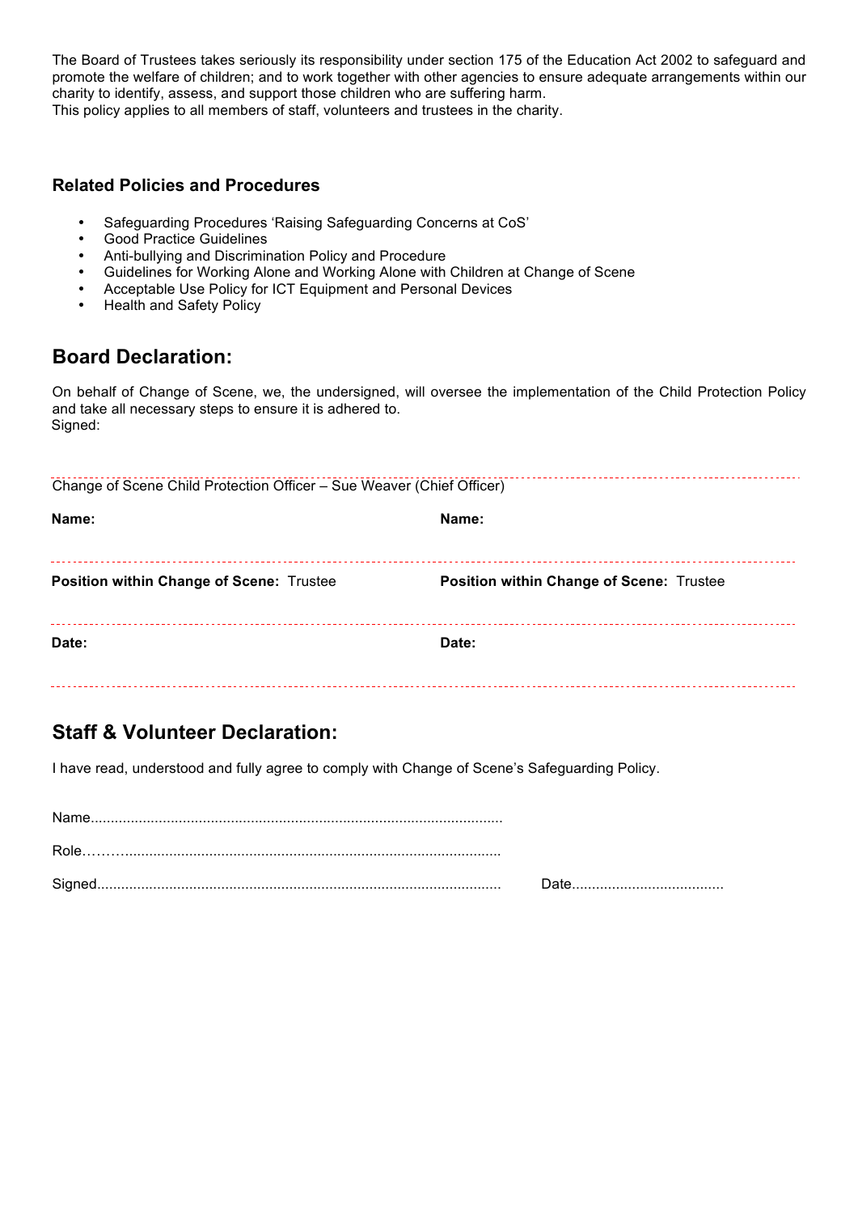The Board of Trustees takes seriously its responsibility under section 175 of the Education Act 2002 to safeguard and promote the welfare of children; and to work together with other agencies to ensure adequate arrangements within our charity to identify, assess, and support those children who are suffering harm.
This policy applies to all members of staff, volunteers and trustees in the charity.

### Related Policies and Procedures

- Safeguarding Procedures 'Raising Safeguarding Concerns at CoS'
- Good Practice Guidelines
- Anti-bullying and Discrimination Policy and Procedure
- Guidelines for Working Alone and Working Alone with Children at Change of Scene
- Acceptable Use Policy for ICT Equipment and Personal Devices
- Health and Safety Policy

## Board Declaration:

On behalf of Change of Scene, we, the undersigned, will oversee the implementation of the Child Protection Policy and take all necessary steps to ensure it is adhered to.
Signed:

Change of Scene Child Protection Officer – Sue Weaver (Chief Officer)

| | |
|---|---|
| **Name:** | **Name:** |
| **Position within Change of Scene:** Trustee | **Position within Change of Scene:** Trustee |
| **Date:** | **Date:** |

## Staff & Volunteer Declaration:

I have read, understood and fully agree to comply with Change of Scene's Safeguarding Policy.

Name.......................................................................................................

Role……….................................................................................................

Signed.................................................................................................... Date......................................